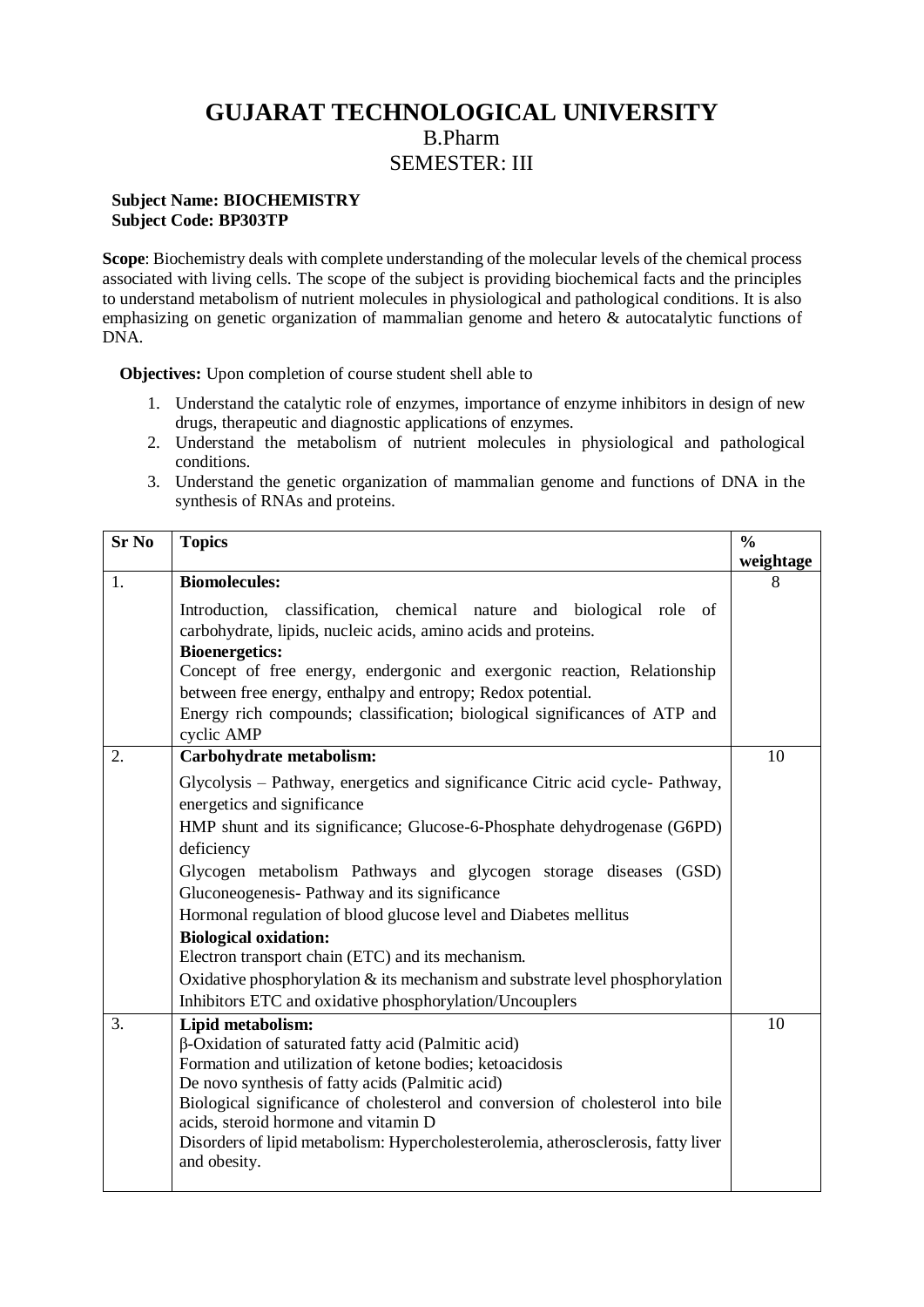# GUJARAT TECHNOLOGICAL UNIVERSITY

## B.Pharm

## SEMESTER: III

**Subject Name: BIOCHEMISTRY**
**Subject Code: BP303TP**

**Scope**: Biochemistry deals with complete understanding of the molecular levels of the chemical process associated with living cells. The scope of the subject is providing biochemical facts and the principles to understand metabolism of nutrient molecules in physiological and pathological conditions. It is also emphasizing on genetic organization of mammalian genome and hetero & autocatalytic functions of DNA.

**Objectives:** Upon completion of course student shell able to

1. Understand the catalytic role of enzymes, importance of enzyme inhibitors in design of new drugs, therapeutic and diagnostic applications of enzymes.
2. Understand the metabolism of nutrient molecules in physiological and pathological conditions.
3. Understand the genetic organization of mammalian genome and functions of DNA in the synthesis of RNAs and proteins.

| Sr No | Topics | % weightage |
|---|---|---|
| 1. | **Biomolecules:**<br>Introduction, classification, chemical nature and biological role of carbohydrate, lipids, nucleic acids, amino acids and proteins.<br>**Bioenergetics:**<br>Concept of free energy, endergonic and exergonic reaction, Relationship between free energy, enthalpy and entropy; Redox potential.<br>Energy rich compounds; classification; biological significances of ATP and cyclic AMP | 8 |
| 2. | **Carbohydrate metabolism:**<br>Glycolysis – Pathway, energetics and significance Citric acid cycle- Pathway, energetics and significance<br>HMP shunt and its significance; Glucose-6-Phosphate dehydrogenase (G6PD) deficiency<br>Glycogen metabolism Pathways and glycogen storage diseases (GSD) Gluconeogenesis- Pathway and its significance<br>Hormonal regulation of blood glucose level and Diabetes mellitus<br>**Biological oxidation:**<br>Electron transport chain (ETC) and its mechanism.<br>Oxidative phosphorylation & its mechanism and substrate level phosphorylation<br>Inhibitors ETC and oxidative phosphorylation/Uncouplers | 10 |
| 3. | **Lipid metabolism:**<br>β-Oxidation of saturated fatty acid (Palmitic acid)<br>Formation and utilization of ketone bodies; ketoacidosis<br>De novo synthesis of fatty acids (Palmitic acid)<br>Biological significance of cholesterol and conversion of cholesterol into bile acids, steroid hormone and vitamin D<br>Disorders of lipid metabolism: Hypercholesterolemia, atherosclerosis, fatty liver and obesity. | 10 |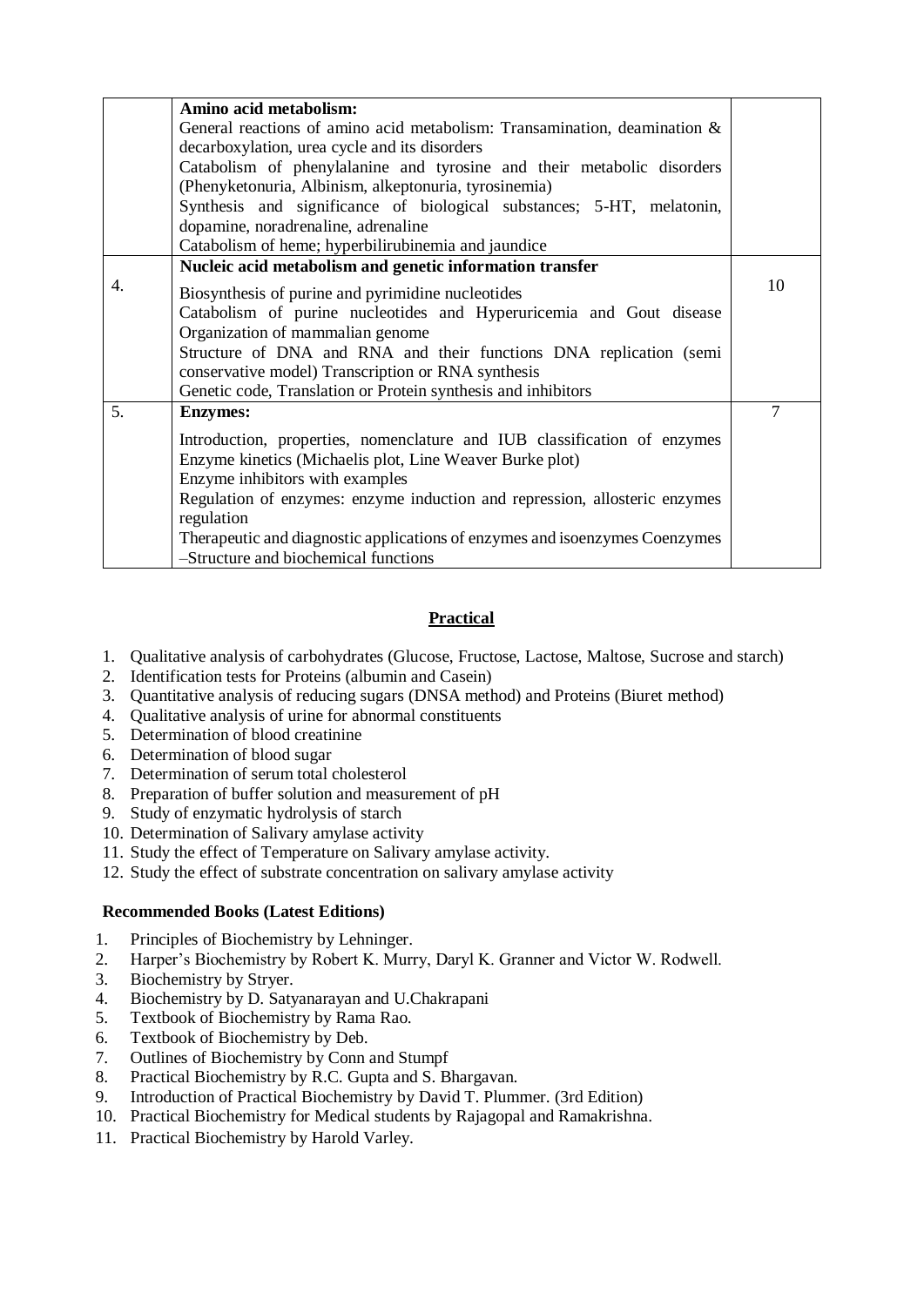| | | |
|---|---|---|
| | **Amino acid metabolism:**<br>General reactions of amino acid metabolism: Transamination, deamination & decarboxylation, urea cycle and its disorders<br>Catabolism of phenylalanine and tyrosine and their metabolic disorders (Phenyketonuria, Albinism, alkeptonuria, tyrosinemia)<br>Synthesis and significance of biological substances; 5-HT, melatonin, dopamine, noradrenaline, adrenaline<br>Catabolism of heme; hyperbilirubinemia and jaundice | |
| 4. | **Nucleic acid metabolism and genetic information transfer**<br>Biosynthesis of purine and pyrimidine nucleotides<br>Catabolism of purine nucleotides and Hyperuricemia and Gout disease<br>Organization of mammalian genome<br>Structure of DNA and RNA and their functions DNA replication (semi conservative model) Transcription or RNA synthesis<br>Genetic code, Translation or Protein synthesis and inhibitors | 10 |
| 5. | **Enzymes:**<br>Introduction, properties, nomenclature and IUB classification of enzymes Enzyme kinetics (Michaelis plot, Line Weaver Burke plot)<br>Enzyme inhibitors with examples<br>Regulation of enzymes: enzyme induction and repression, allosteric enzymes regulation<br>Therapeutic and diagnostic applications of enzymes and isoenzymes Coenzymes –Structure and biochemical functions | 7 |

## Practical

1. Qualitative analysis of carbohydrates (Glucose, Fructose, Lactose, Maltose, Sucrose and starch)
2. Identification tests for Proteins (albumin and Casein)
3. Quantitative analysis of reducing sugars (DNSA method) and Proteins (Biuret method)
4. Qualitative analysis of urine for abnormal constituents
5. Determination of blood creatinine
6. Determination of blood sugar
7. Determination of serum total cholesterol
8. Preparation of buffer solution and measurement of pH
9. Study of enzymatic hydrolysis of starch
10. Determination of Salivary amylase activity
11. Study the effect of Temperature on Salivary amylase activity.
12. Study the effect of substrate concentration on salivary amylase activity

**Recommended Books (Latest Editions)**

1. Principles of Biochemistry by Lehninger.
2. Harper's Biochemistry by Robert K. Murry, Daryl K. Granner and Victor W. Rodwell.
3. Biochemistry by Stryer.
4. Biochemistry by D. Satyanarayan and U.Chakrapani
5. Textbook of Biochemistry by Rama Rao.
6. Textbook of Biochemistry by Deb.
7. Outlines of Biochemistry by Conn and Stumpf
8. Practical Biochemistry by R.C. Gupta and S. Bhargavan.
9. Introduction of Practical Biochemistry by David T. Plummer. (3rd Edition)
10. Practical Biochemistry for Medical students by Rajagopal and Ramakrishna.
11. Practical Biochemistry by Harold Varley.